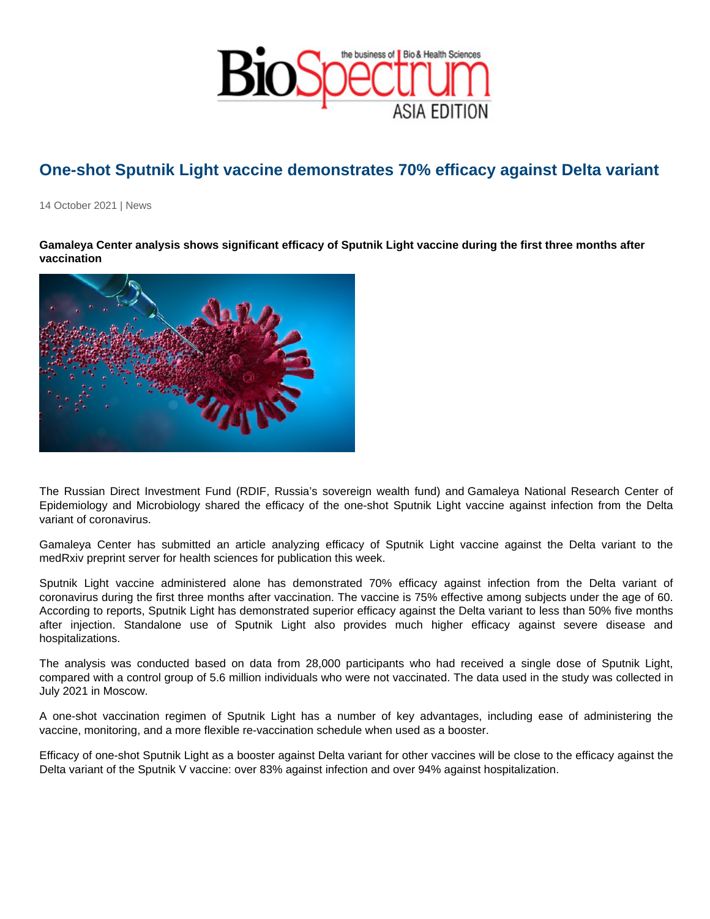# One-shot Sputnik Light vaccine demonstrates 70% efficacy against Delta variant

14 October 2021 | News

**Gamaleya Center analysis shows significant efficacy of Sputnik Light vaccine during the first three months after vaccination**

The Russian Direct Investment Fund (RDIF, Russia's sovereign wealth fund) and Gamaleya National Research Center of Epidemiology and Microbiology shared the efficacy of the one-shot Sputnik Light vaccine against infection from the Delta variant of coronavirus.

Gamaleya Center has submitted an article analyzing efficacy of Sputnik Light vaccine against the Delta variant to the medRxiv preprint server for health sciences for publication this week.

Sputnik Light vaccine administered alone has demonstrated 70% efficacy against infection from the Delta variant of coronavirus during the first three months after vaccination. The vaccine is 75% effective among subjects under the age of 60. According to reports, Sputnik Light has demonstrated superior efficacy against the Delta variant to less than 50% five months after injection. Standalone use of Sputnik Light also provides much higher efficacy against severe disease and hospitalizations.

The analysis was conducted based on data from 28,000 participants who had received a single dose of Sputnik Light, compared with a control group of 5.6 million individuals who were not vaccinated. The data used in the study was collected in July 2021 in Moscow.

A one-shot vaccination regimen of Sputnik Light has a number of key advantages, including ease of administering the vaccine, monitoring, and a more flexible re-vaccination schedule when used as a booster.

Efficacy of one-shot Sputnik Light as a booster against Delta variant for other vaccines will be close to the efficacy against the Delta variant of the Sputnik V vaccine: over 83% against infection and over 94% against hospitalization.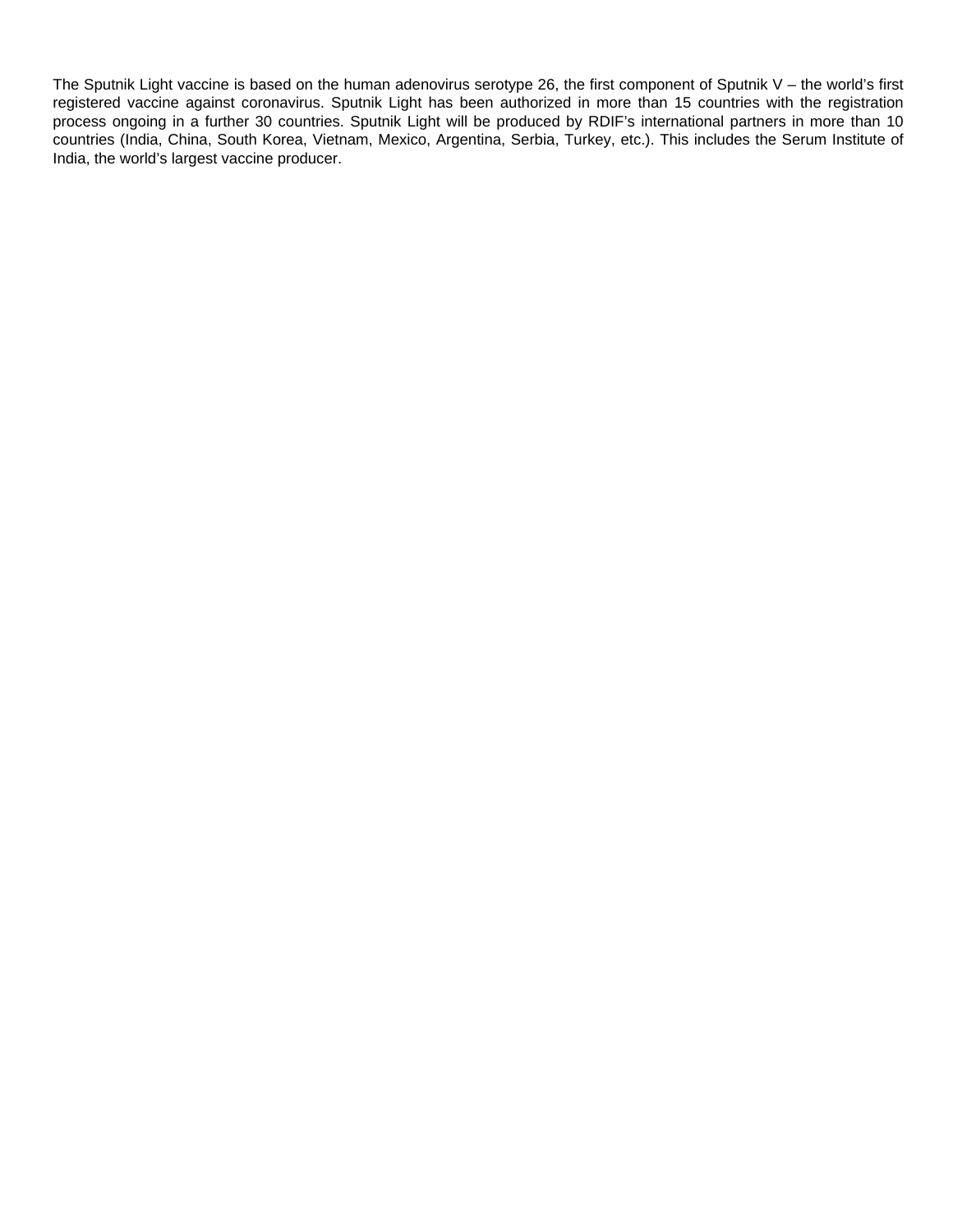The Sputnik Light vaccine is based on the human adenovirus serotype 26, the first component of Sputnik V – the world's first registered vaccine against coronavirus. Sputnik Light has been authorized in more than 15 countries with the registration process ongoing in a further 30 countries. Sputnik Light will be produced by RDIF's international partners in more than 10 countries (India, China, South Korea, Vietnam, Mexico, Argentina, Serbia, Turkey, etc.). This includes the Serum Institute of India, the world's largest vaccine producer.